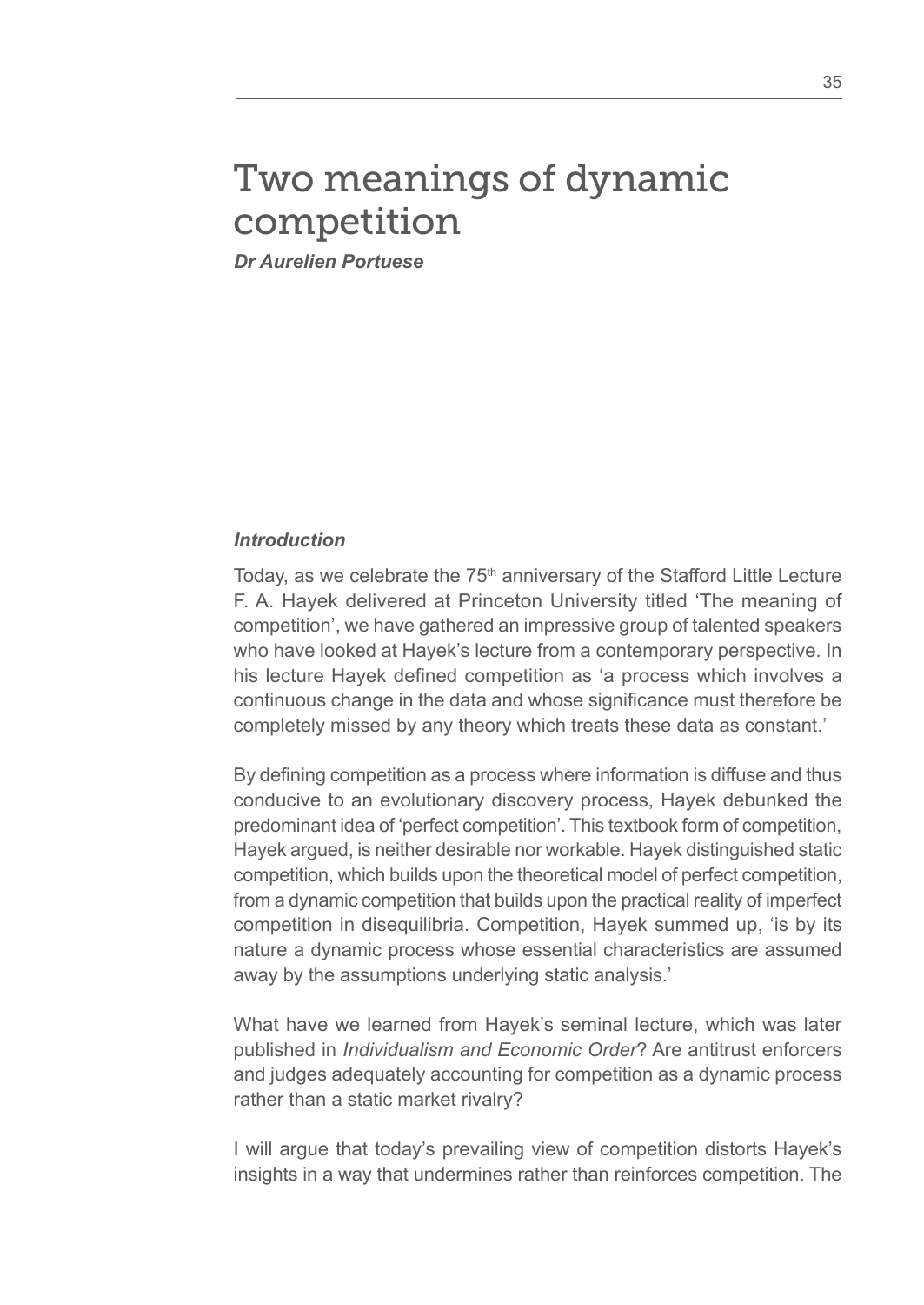# Two meanings of dynamic competition

***Dr Aurelien Portuese***

***Introduction***

Today, as we celebrate the 75th anniversary of the Stafford Little Lecture F. A. Hayek delivered at Princeton University titled 'The meaning of competition', we have gathered an impressive group of talented speakers who have looked at Hayek's lecture from a contemporary perspective. In his lecture Hayek defined competition as 'a process which involves a continuous change in the data and whose significance must therefore be completely missed by any theory which treats these data as constant.'

By defining competition as a process where information is diffuse and thus conducive to an evolutionary discovery process, Hayek debunked the predominant idea of 'perfect competition'. This textbook form of competition, Hayek argued, is neither desirable nor workable. Hayek distinguished static competition, which builds upon the theoretical model of perfect competition, from a dynamic competition that builds upon the practical reality of imperfect competition in disequilibria. Competition, Hayek summed up, 'is by its nature a dynamic process whose essential characteristics are assumed away by the assumptions underlying static analysis.'

What have we learned from Hayek's seminal lecture, which was later published in *Individualism and Economic Order*? Are antitrust enforcers and judges adequately accounting for competition as a dynamic process rather than a static market rivalry?

I will argue that today's prevailing view of competition distorts Hayek's insights in a way that undermines rather than reinforces competition. The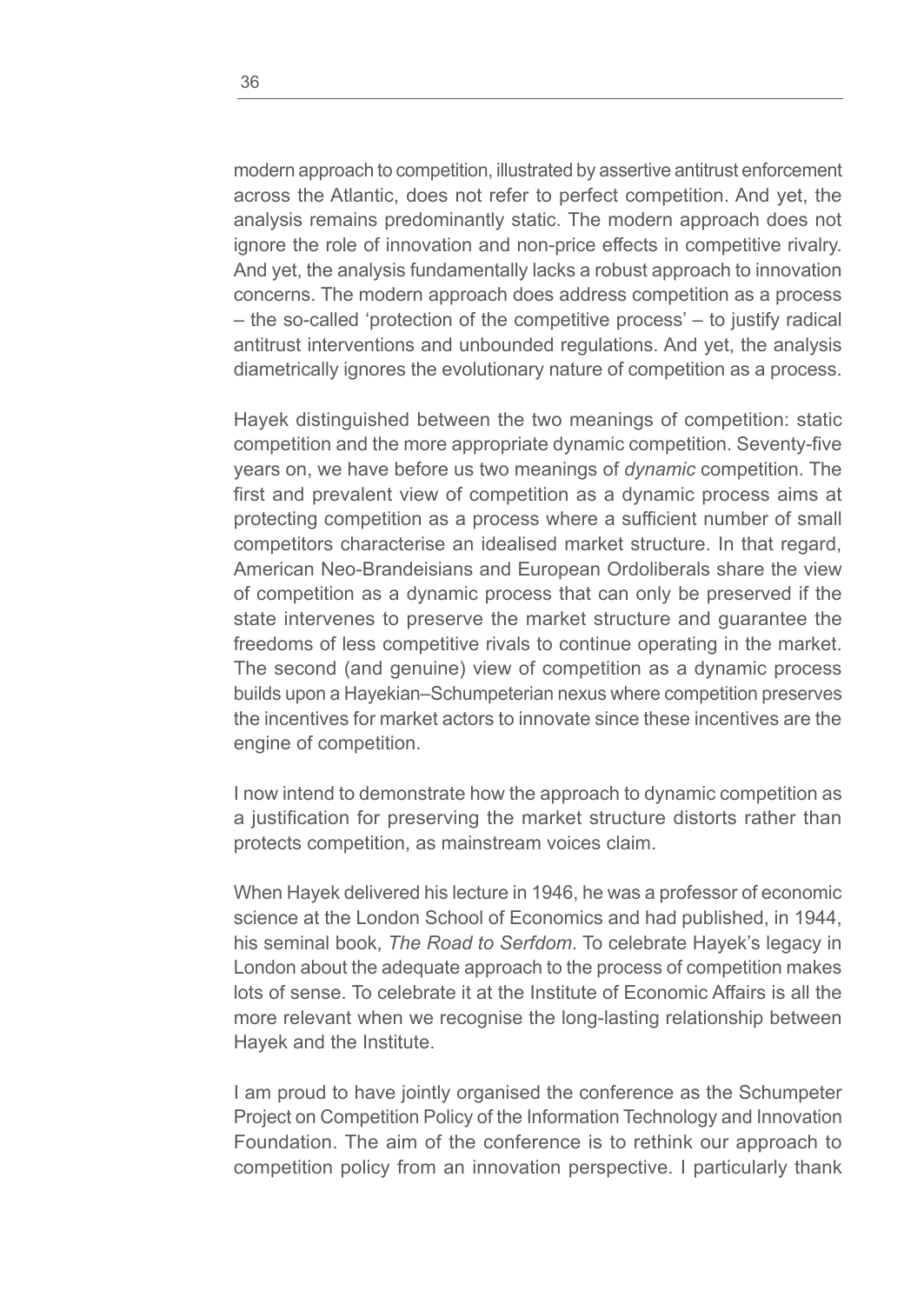modern approach to competition, illustrated by assertive antitrust enforcement across the Atlantic, does not refer to perfect competition. And yet, the analysis remains predominantly static. The modern approach does not ignore the role of innovation and non-price effects in competitive rivalry. And yet, the analysis fundamentally lacks a robust approach to innovation concerns. The modern approach does address competition as a process – the so-called 'protection of the competitive process' – to justify radical antitrust interventions and unbounded regulations. And yet, the analysis diametrically ignores the evolutionary nature of competition as a process.

Hayek distinguished between the two meanings of competition: static competition and the more appropriate dynamic competition. Seventy-five years on, we have before us two meanings of *dynamic* competition. The first and prevalent view of competition as a dynamic process aims at protecting competition as a process where a sufficient number of small competitors characterise an idealised market structure. In that regard, American Neo-Brandeisians and European Ordoliberals share the view of competition as a dynamic process that can only be preserved if the state intervenes to preserve the market structure and guarantee the freedoms of less competitive rivals to continue operating in the market. The second (and genuine) view of competition as a dynamic process builds upon a Hayekian–Schumpeterian nexus where competition preserves the incentives for market actors to innovate since these incentives are the engine of competition.

I now intend to demonstrate how the approach to dynamic competition as a justification for preserving the market structure distorts rather than protects competition, as mainstream voices claim.

When Hayek delivered his lecture in 1946, he was a professor of economic science at the London School of Economics and had published, in 1944, his seminal book, *The Road to Serfdom*. To celebrate Hayek's legacy in London about the adequate approach to the process of competition makes lots of sense. To celebrate it at the Institute of Economic Affairs is all the more relevant when we recognise the long-lasting relationship between Hayek and the Institute.

I am proud to have jointly organised the conference as the Schumpeter Project on Competition Policy of the Information Technology and Innovation Foundation. The aim of the conference is to rethink our approach to competition policy from an innovation perspective. I particularly thank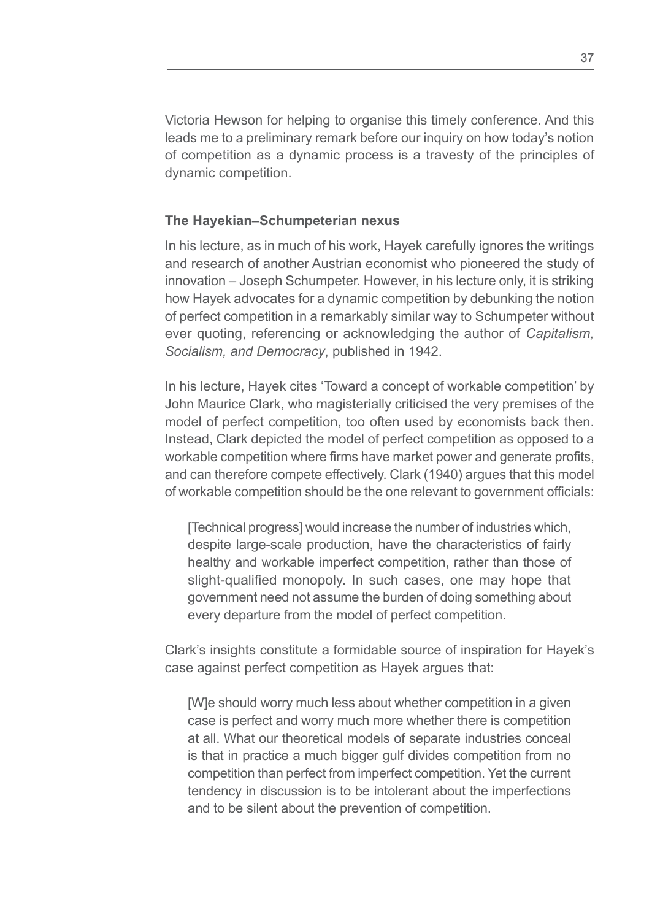Victoria Hewson for helping to organise this timely conference. And this leads me to a preliminary remark before our inquiry on how today's notion of competition as a dynamic process is a travesty of the principles of dynamic competition.

### The Hayekian–Schumpeterian nexus

In his lecture, as in much of his work, Hayek carefully ignores the writings and research of another Austrian economist who pioneered the study of innovation – Joseph Schumpeter. However, in his lecture only, it is striking how Hayek advocates for a dynamic competition by debunking the notion of perfect competition in a remarkably similar way to Schumpeter without ever quoting, referencing or acknowledging the author of *Capitalism, Socialism, and Democracy*, published in 1942.

In his lecture, Hayek cites 'Toward a concept of workable competition' by John Maurice Clark, who magisterially criticised the very premises of the model of perfect competition, too often used by economists back then. Instead, Clark depicted the model of perfect competition as opposed to a workable competition where firms have market power and generate profits, and can therefore compete effectively. Clark (1940) argues that this model of workable competition should be the one relevant to government officials:

> [Technical progress] would increase the number of industries which, despite large-scale production, have the characteristics of fairly healthy and workable imperfect competition, rather than those of slight-qualified monopoly. In such cases, one may hope that government need not assume the burden of doing something about every departure from the model of perfect competition.

Clark's insights constitute a formidable source of inspiration for Hayek's case against perfect competition as Hayek argues that:

> [W]e should worry much less about whether competition in a given case is perfect and worry much more whether there is competition at all. What our theoretical models of separate industries conceal is that in practice a much bigger gulf divides competition from no competition than perfect from imperfect competition. Yet the current tendency in discussion is to be intolerant about the imperfections and to be silent about the prevention of competition.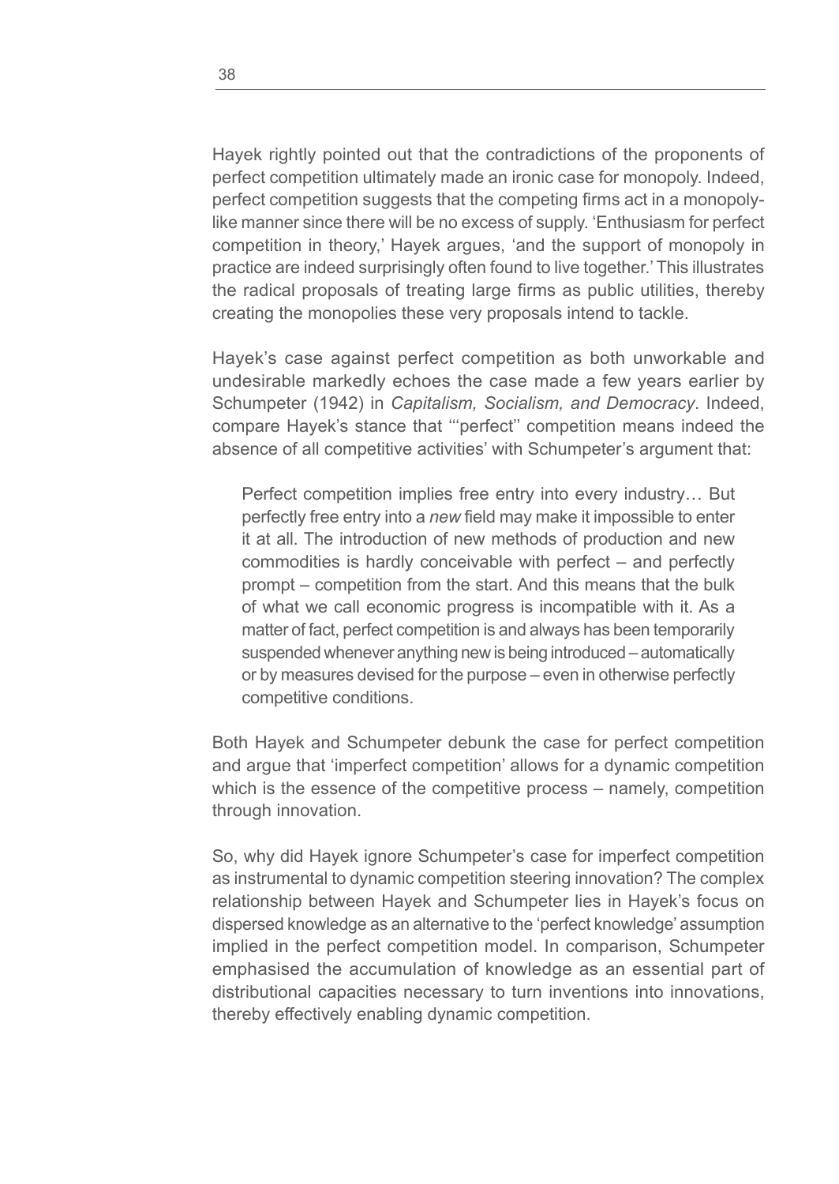Hayek rightly pointed out that the contradictions of the proponents of perfect competition ultimately made an ironic case for monopoly. Indeed, perfect competition suggests that the competing firms act in a monopoly-like manner since there will be no excess of supply. 'Enthusiasm for perfect competition in theory,' Hayek argues, 'and the support of monopoly in practice are indeed surprisingly often found to live together.' This illustrates the radical proposals of treating large firms as public utilities, thereby creating the monopolies these very proposals intend to tackle.

Hayek's case against perfect competition as both unworkable and undesirable markedly echoes the case made a few years earlier by Schumpeter (1942) in *Capitalism, Socialism, and Democracy*. Indeed, compare Hayek's stance that '"perfect" competition means indeed the absence of all competitive activities' with Schumpeter's argument that:

> Perfect competition implies free entry into every industry… But perfectly free entry into a *new* field may make it impossible to enter it at all. The introduction of new methods of production and new commodities is hardly conceivable with perfect – and perfectly prompt – competition from the start. And this means that the bulk of what we call economic progress is incompatible with it. As a matter of fact, perfect competition is and always has been temporarily suspended whenever anything new is being introduced – automatically or by measures devised for the purpose – even in otherwise perfectly competitive conditions.

Both Hayek and Schumpeter debunk the case for perfect competition and argue that 'imperfect competition' allows for a dynamic competition which is the essence of the competitive process – namely, competition through innovation.

So, why did Hayek ignore Schumpeter's case for imperfect competition as instrumental to dynamic competition steering innovation? The complex relationship between Hayek and Schumpeter lies in Hayek's focus on dispersed knowledge as an alternative to the 'perfect knowledge' assumption implied in the perfect competition model. In comparison, Schumpeter emphasised the accumulation of knowledge as an essential part of distributional capacities necessary to turn inventions into innovations, thereby effectively enabling dynamic competition.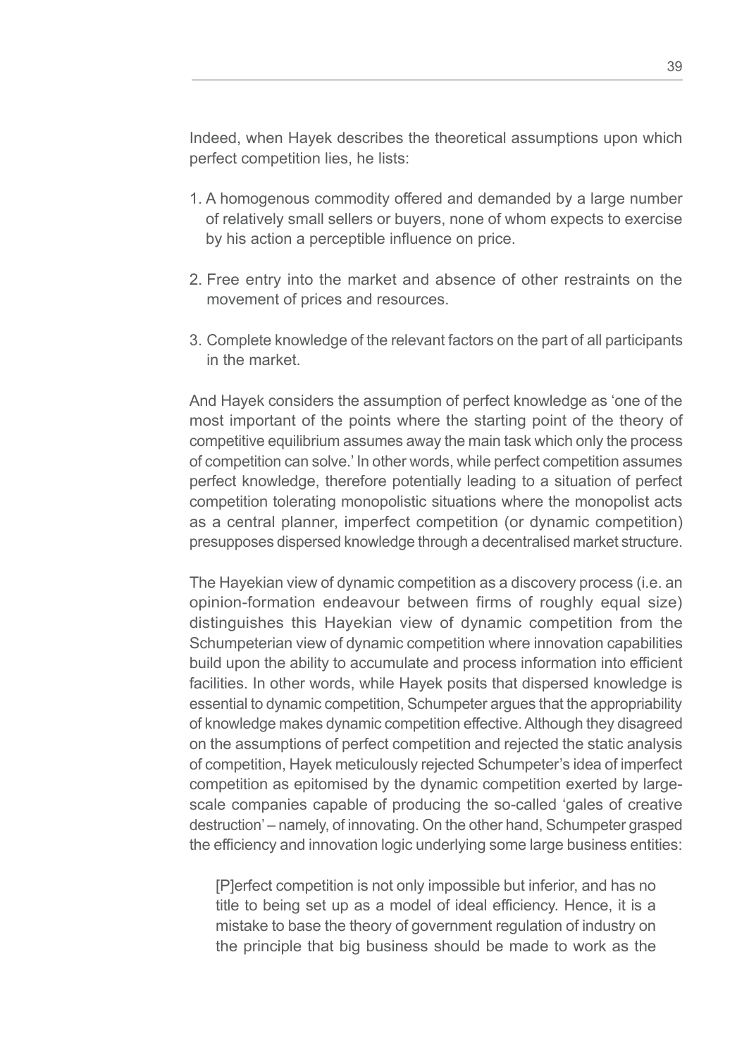Indeed, when Hayek describes the theoretical assumptions upon which perfect competition lies, he lists:

1. A homogenous commodity offered and demanded by a large number of relatively small sellers or buyers, none of whom expects to exercise by his action a perceptible influence on price.

2. Free entry into the market and absence of other restraints on the movement of prices and resources.

3. Complete knowledge of the relevant factors on the part of all participants in the market.

And Hayek considers the assumption of perfect knowledge as 'one of the most important of the points where the starting point of the theory of competitive equilibrium assumes away the main task which only the process of competition can solve.' In other words, while perfect competition assumes perfect knowledge, therefore potentially leading to a situation of perfect competition tolerating monopolistic situations where the monopolist acts as a central planner, imperfect competition (or dynamic competition) presupposes dispersed knowledge through a decentralised market structure.

The Hayekian view of dynamic competition as a discovery process (i.e. an opinion-formation endeavour between firms of roughly equal size) distinguishes this Hayekian view of dynamic competition from the Schumpeterian view of dynamic competition where innovation capabilities build upon the ability to accumulate and process information into efficient facilities. In other words, while Hayek posits that dispersed knowledge is essential to dynamic competition, Schumpeter argues that the appropriability of knowledge makes dynamic competition effective. Although they disagreed on the assumptions of perfect competition and rejected the static analysis of competition, Hayek meticulously rejected Schumpeter's idea of imperfect competition as epitomised by the dynamic competition exerted by large-scale companies capable of producing the so-called 'gales of creative destruction' – namely, of innovating. On the other hand, Schumpeter grasped the efficiency and innovation logic underlying some large business entities:

> [P]erfect competition is not only impossible but inferior, and has no title to being set up as a model of ideal efficiency. Hence, it is a mistake to base the theory of government regulation of industry on the principle that big business should be made to work as the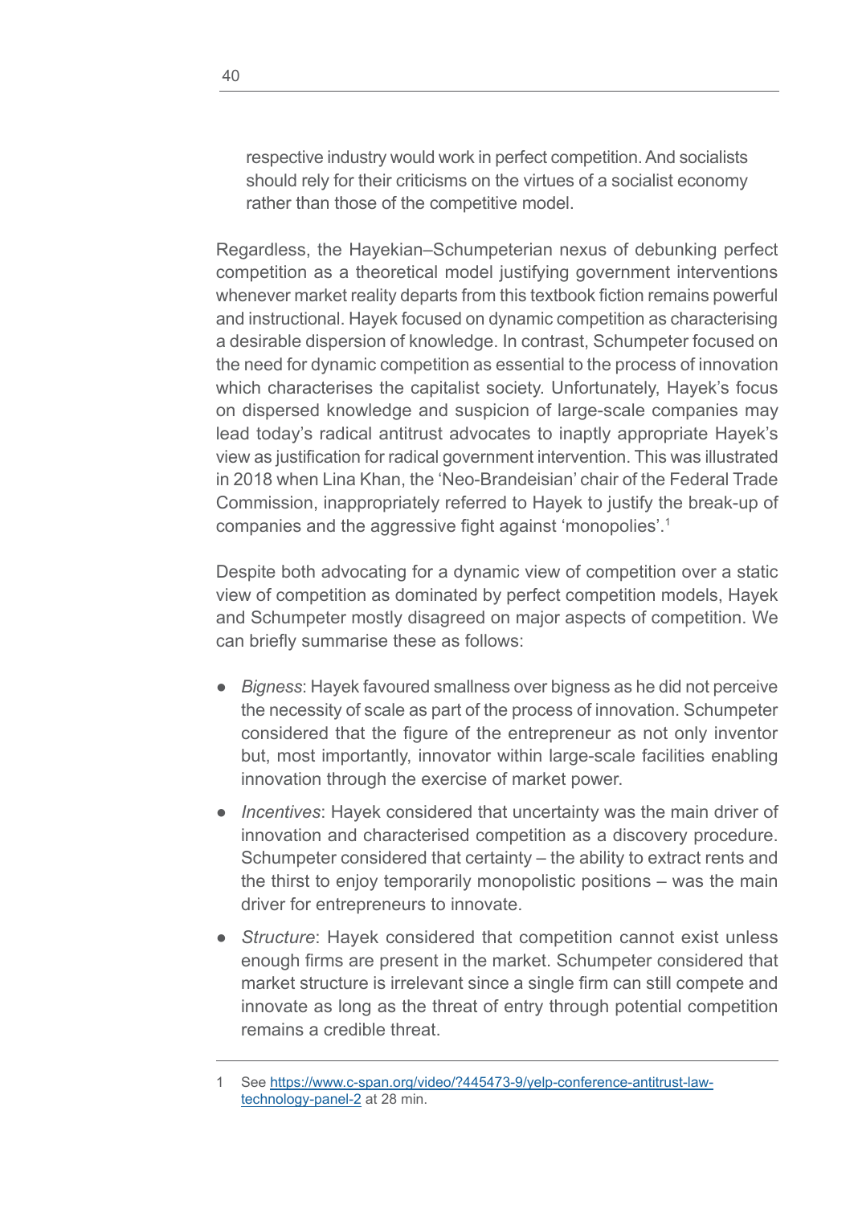> respective industry would work in perfect competition. And socialists should rely for their criticisms on the virtues of a socialist economy rather than those of the competitive model.

Regardless, the Hayekian–Schumpeterian nexus of debunking perfect competition as a theoretical model justifying government interventions whenever market reality departs from this textbook fiction remains powerful and instructional. Hayek focused on dynamic competition as characterising a desirable dispersion of knowledge. In contrast, Schumpeter focused on the need for dynamic competition as essential to the process of innovation which characterises the capitalist society. Unfortunately, Hayek's focus on dispersed knowledge and suspicion of large-scale companies may lead today's radical antitrust advocates to inaptly appropriate Hayek's view as justification for radical government intervention. This was illustrated in 2018 when Lina Khan, the 'Neo-Brandeisian' chair of the Federal Trade Commission, inappropriately referred to Hayek to justify the break-up of companies and the aggressive fight against 'monopolies'.[1]

Despite both advocating for a dynamic view of competition over a static view of competition as dominated by perfect competition models, Hayek and Schumpeter mostly disagreed on major aspects of competition. We can briefly summarise these as follows:

- *Bigness*: Hayek favoured smallness over bigness as he did not perceive the necessity of scale as part of the process of innovation. Schumpeter considered that the figure of the entrepreneur as not only inventor but, most importantly, innovator within large-scale facilities enabling innovation through the exercise of market power.
- *Incentives*: Hayek considered that uncertainty was the main driver of innovation and characterised competition as a discovery procedure. Schumpeter considered that certainty – the ability to extract rents and the thirst to enjoy temporarily monopolistic positions – was the main driver for entrepreneurs to innovate.
- *Structure*: Hayek considered that competition cannot exist unless enough firms are present in the market. Schumpeter considered that market structure is irrelevant since a single firm can still compete and innovate as long as the threat of entry through potential competition remains a credible threat.

---

1 See [https://www.c-span.org/video/?445473-9/yelp-conference-antitrust-law-technology-panel-2](https://www.c-span.org/video/?445473-9/yelp-conference-antitrust-law-technology-panel-2) at 28 min.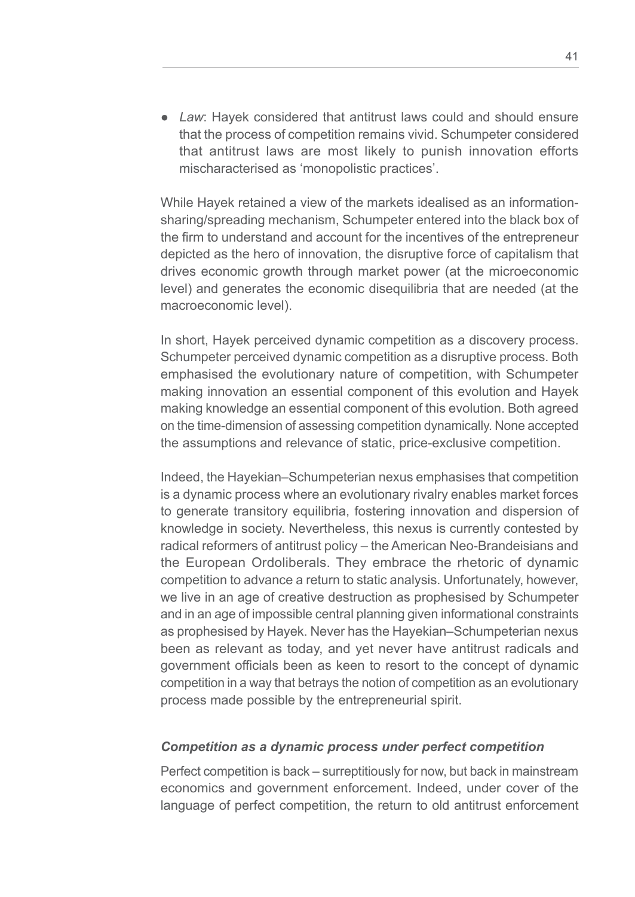- *Law*: Hayek considered that antitrust laws could and should ensure that the process of competition remains vivid. Schumpeter considered that antitrust laws are most likely to punish innovation efforts mischaracterised as 'monopolistic practices'.

While Hayek retained a view of the markets idealised as an information-sharing/spreading mechanism, Schumpeter entered into the black box of the firm to understand and account for the incentives of the entrepreneur depicted as the hero of innovation, the disruptive force of capitalism that drives economic growth through market power (at the microeconomic level) and generates the economic disequilibria that are needed (at the macroeconomic level).

In short, Hayek perceived dynamic competition as a discovery process. Schumpeter perceived dynamic competition as a disruptive process. Both emphasised the evolutionary nature of competition, with Schumpeter making innovation an essential component of this evolution and Hayek making knowledge an essential component of this evolution. Both agreed on the time-dimension of assessing competition dynamically. None accepted the assumptions and relevance of static, price-exclusive competition.

Indeed, the Hayekian–Schumpeterian nexus emphasises that competition is a dynamic process where an evolutionary rivalry enables market forces to generate transitory equilibria, fostering innovation and dispersion of knowledge in society. Nevertheless, this nexus is currently contested by radical reformers of antitrust policy – the American Neo-Brandeisians and the European Ordoliberals. They embrace the rhetoric of dynamic competition to advance a return to static analysis. Unfortunately, however, we live in an age of creative destruction as prophesised by Schumpeter and in an age of impossible central planning given informational constraints as prophesised by Hayek. Never has the Hayekian–Schumpeterian nexus been as relevant as today, and yet never have antitrust radicals and government officials been as keen to resort to the concept of dynamic competition in a way that betrays the notion of competition as an evolutionary process made possible by the entrepreneurial spirit.

### *Competition as a dynamic process under perfect competition*

Perfect competition is back – surreptitiously for now, but back in mainstream economics and government enforcement. Indeed, under cover of the language of perfect competition, the return to old antitrust enforcement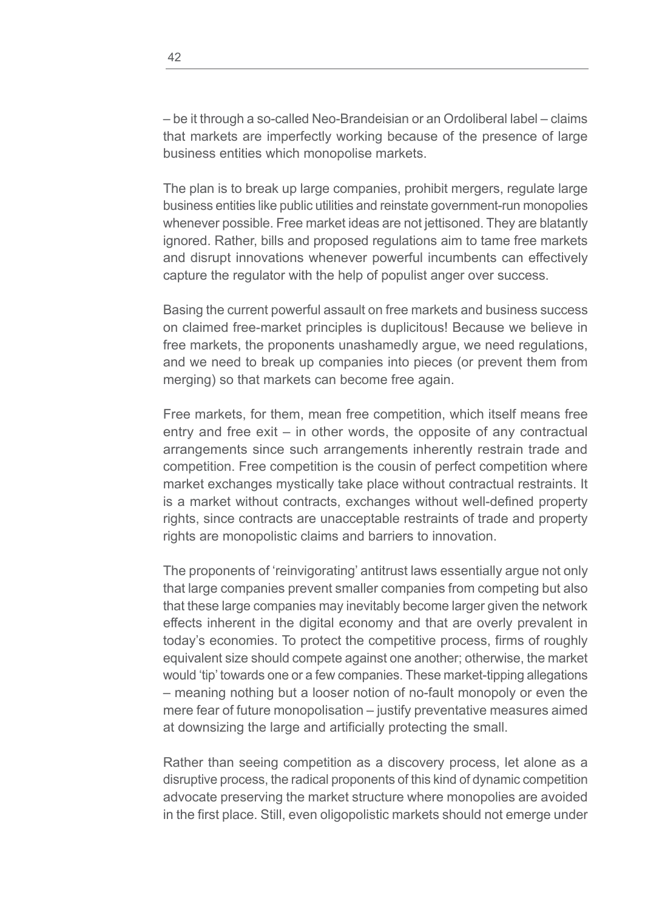– be it through a so-called Neo-Brandeisian or an Ordoliberal label – claims that markets are imperfectly working because of the presence of large business entities which monopolise markets.

The plan is to break up large companies, prohibit mergers, regulate large business entities like public utilities and reinstate government-run monopolies whenever possible. Free market ideas are not jettisoned. They are blatantly ignored. Rather, bills and proposed regulations aim to tame free markets and disrupt innovations whenever powerful incumbents can effectively capture the regulator with the help of populist anger over success.

Basing the current powerful assault on free markets and business success on claimed free-market principles is duplicitous! Because we believe in free markets, the proponents unashamedly argue, we need regulations, and we need to break up companies into pieces (or prevent them from merging) so that markets can become free again.

Free markets, for them, mean free competition, which itself means free entry and free exit – in other words, the opposite of any contractual arrangements since such arrangements inherently restrain trade and competition. Free competition is the cousin of perfect competition where market exchanges mystically take place without contractual restraints. It is a market without contracts, exchanges without well-defined property rights, since contracts are unacceptable restraints of trade and property rights are monopolistic claims and barriers to innovation.

The proponents of 'reinvigorating' antitrust laws essentially argue not only that large companies prevent smaller companies from competing but also that these large companies may inevitably become larger given the network effects inherent in the digital economy and that are overly prevalent in today's economies. To protect the competitive process, firms of roughly equivalent size should compete against one another; otherwise, the market would 'tip' towards one or a few companies. These market-tipping allegations – meaning nothing but a looser notion of no-fault monopoly or even the mere fear of future monopolisation – justify preventative measures aimed at downsizing the large and artificially protecting the small.

Rather than seeing competition as a discovery process, let alone as a disruptive process, the radical proponents of this kind of dynamic competition advocate preserving the market structure where monopolies are avoided in the first place. Still, even oligopolistic markets should not emerge under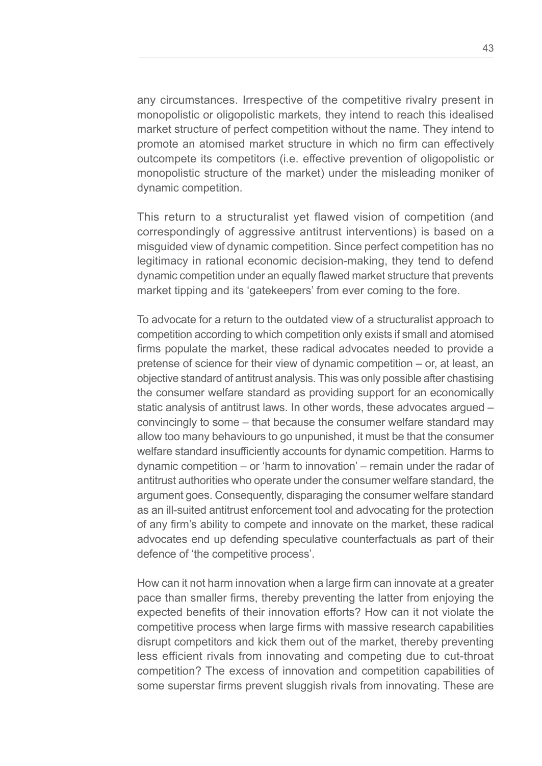any circumstances. Irrespective of the competitive rivalry present in monopolistic or oligopolistic markets, they intend to reach this idealised market structure of perfect competition without the name. They intend to promote an atomised market structure in which no firm can effectively outcompete its competitors (i.e. effective prevention of oligopolistic or monopolistic structure of the market) under the misleading moniker of dynamic competition.

This return to a structuralist yet flawed vision of competition (and correspondingly of aggressive antitrust interventions) is based on a misguided view of dynamic competition. Since perfect competition has no legitimacy in rational economic decision-making, they tend to defend dynamic competition under an equally flawed market structure that prevents market tipping and its 'gatekeepers' from ever coming to the fore.

To advocate for a return to the outdated view of a structuralist approach to competition according to which competition only exists if small and atomised firms populate the market, these radical advocates needed to provide a pretense of science for their view of dynamic competition – or, at least, an objective standard of antitrust analysis. This was only possible after chastising the consumer welfare standard as providing support for an economically static analysis of antitrust laws. In other words, these advocates argued – convincingly to some – that because the consumer welfare standard may allow too many behaviours to go unpunished, it must be that the consumer welfare standard insufficiently accounts for dynamic competition. Harms to dynamic competition – or 'harm to innovation' – remain under the radar of antitrust authorities who operate under the consumer welfare standard, the argument goes. Consequently, disparaging the consumer welfare standard as an ill-suited antitrust enforcement tool and advocating for the protection of any firm's ability to compete and innovate on the market, these radical advocates end up defending speculative counterfactuals as part of their defence of 'the competitive process'.

How can it not harm innovation when a large firm can innovate at a greater pace than smaller firms, thereby preventing the latter from enjoying the expected benefits of their innovation efforts? How can it not violate the competitive process when large firms with massive research capabilities disrupt competitors and kick them out of the market, thereby preventing less efficient rivals from innovating and competing due to cut-throat competition? The excess of innovation and competition capabilities of some superstar firms prevent sluggish rivals from innovating. These are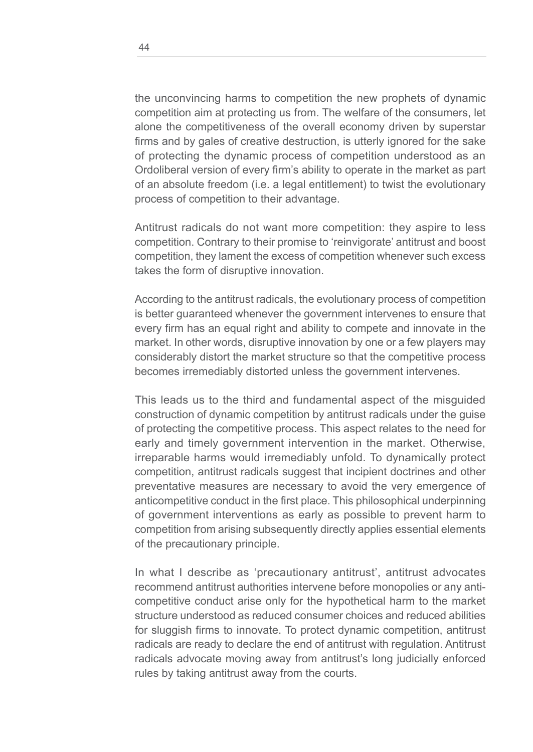the unconvincing harms to competition the new prophets of dynamic competition aim at protecting us from. The welfare of the consumers, let alone the competitiveness of the overall economy driven by superstar firms and by gales of creative destruction, is utterly ignored for the sake of protecting the dynamic process of competition understood as an Ordoliberal version of every firm's ability to operate in the market as part of an absolute freedom (i.e. a legal entitlement) to twist the evolutionary process of competition to their advantage.

Antitrust radicals do not want more competition: they aspire to less competition. Contrary to their promise to 'reinvigorate' antitrust and boost competition, they lament the excess of competition whenever such excess takes the form of disruptive innovation.

According to the antitrust radicals, the evolutionary process of competition is better guaranteed whenever the government intervenes to ensure that every firm has an equal right and ability to compete and innovate in the market. In other words, disruptive innovation by one or a few players may considerably distort the market structure so that the competitive process becomes irremediably distorted unless the government intervenes.

This leads us to the third and fundamental aspect of the misguided construction of dynamic competition by antitrust radicals under the guise of protecting the competitive process. This aspect relates to the need for early and timely government intervention in the market. Otherwise, irreparable harms would irremediably unfold. To dynamically protect competition, antitrust radicals suggest that incipient doctrines and other preventative measures are necessary to avoid the very emergence of anticompetitive conduct in the first place. This philosophical underpinning of government interventions as early as possible to prevent harm to competition from arising subsequently directly applies essential elements of the precautionary principle.

In what I describe as 'precautionary antitrust', antitrust advocates recommend antitrust authorities intervene before monopolies or any anti-competitive conduct arise only for the hypothetical harm to the market structure understood as reduced consumer choices and reduced abilities for sluggish firms to innovate. To protect dynamic competition, antitrust radicals are ready to declare the end of antitrust with regulation. Antitrust radicals advocate moving away from antitrust's long judicially enforced rules by taking antitrust away from the courts.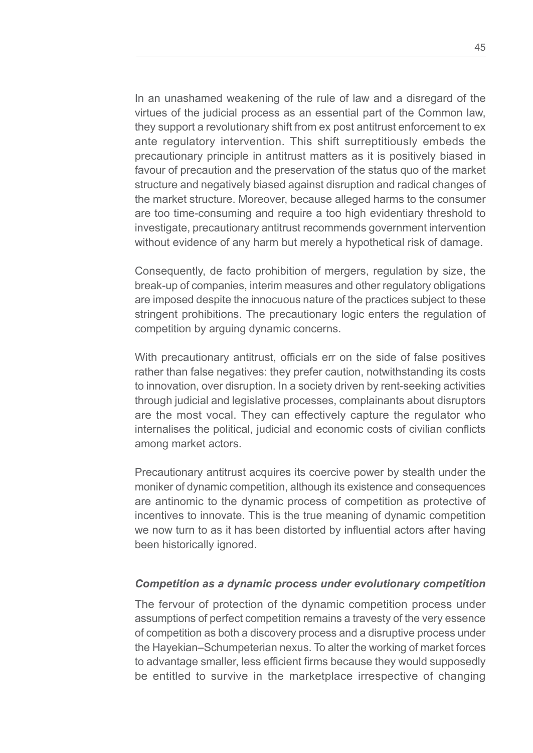In an unashamed weakening of the rule of law and a disregard of the virtues of the judicial process as an essential part of the Common law, they support a revolutionary shift from ex post antitrust enforcement to ex ante regulatory intervention. This shift surreptitiously embeds the precautionary principle in antitrust matters as it is positively biased in favour of precaution and the preservation of the status quo of the market structure and negatively biased against disruption and radical changes of the market structure. Moreover, because alleged harms to the consumer are too time-consuming and require a too high evidentiary threshold to investigate, precautionary antitrust recommends government intervention without evidence of any harm but merely a hypothetical risk of damage.

Consequently, de facto prohibition of mergers, regulation by size, the break-up of companies, interim measures and other regulatory obligations are imposed despite the innocuous nature of the practices subject to these stringent prohibitions. The precautionary logic enters the regulation of competition by arguing dynamic concerns.

With precautionary antitrust, officials err on the side of false positives rather than false negatives: they prefer caution, notwithstanding its costs to innovation, over disruption. In a society driven by rent-seeking activities through judicial and legislative processes, complainants about disruptors are the most vocal. They can effectively capture the regulator who internalises the political, judicial and economic costs of civilian conflicts among market actors.

Precautionary antitrust acquires its coercive power by stealth under the moniker of dynamic competition, although its existence and consequences are antinomic to the dynamic process of competition as protective of incentives to innovate. This is the true meaning of dynamic competition we now turn to as it has been distorted by influential actors after having been historically ignored.

### *Competition as a dynamic process under evolutionary competition*

The fervour of protection of the dynamic competition process under assumptions of perfect competition remains a travesty of the very essence of competition as both a discovery process and a disruptive process under the Hayekian–Schumpeterian nexus. To alter the working of market forces to advantage smaller, less efficient firms because they would supposedly be entitled to survive in the marketplace irrespective of changing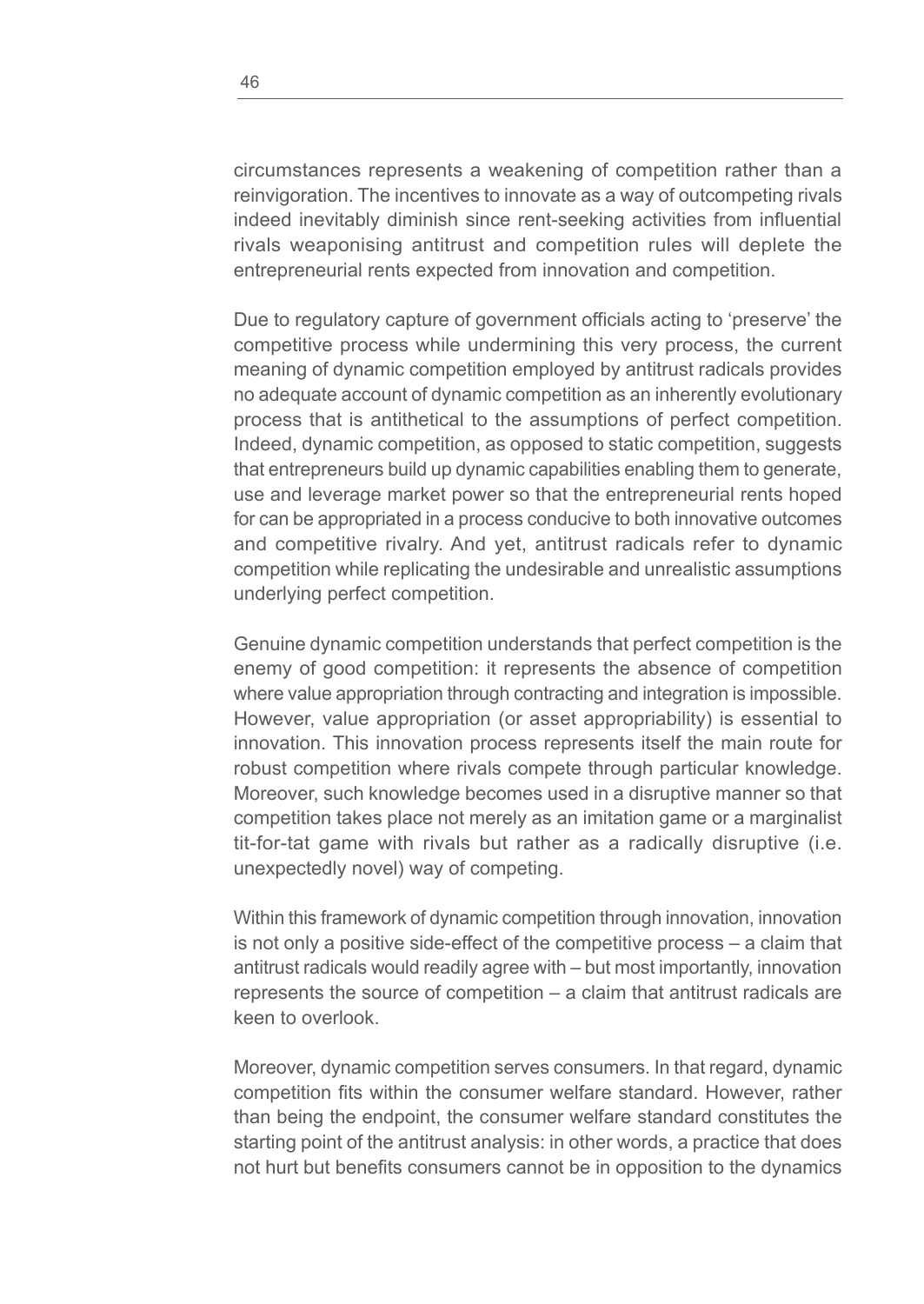circumstances represents a weakening of competition rather than a reinvigoration. The incentives to innovate as a way of outcompeting rivals indeed inevitably diminish since rent-seeking activities from influential rivals weaponising antitrust and competition rules will deplete the entrepreneurial rents expected from innovation and competition.

Due to regulatory capture of government officials acting to 'preserve' the competitive process while undermining this very process, the current meaning of dynamic competition employed by antitrust radicals provides no adequate account of dynamic competition as an inherently evolutionary process that is antithetical to the assumptions of perfect competition. Indeed, dynamic competition, as opposed to static competition, suggests that entrepreneurs build up dynamic capabilities enabling them to generate, use and leverage market power so that the entrepreneurial rents hoped for can be appropriated in a process conducive to both innovative outcomes and competitive rivalry. And yet, antitrust radicals refer to dynamic competition while replicating the undesirable and unrealistic assumptions underlying perfect competition.

Genuine dynamic competition understands that perfect competition is the enemy of good competition: it represents the absence of competition where value appropriation through contracting and integration is impossible. However, value appropriation (or asset appropriability) is essential to innovation. This innovation process represents itself the main route for robust competition where rivals compete through particular knowledge. Moreover, such knowledge becomes used in a disruptive manner so that competition takes place not merely as an imitation game or a marginalist tit-for-tat game with rivals but rather as a radically disruptive (i.e. unexpectedly novel) way of competing.

Within this framework of dynamic competition through innovation, innovation is not only a positive side-effect of the competitive process – a claim that antitrust radicals would readily agree with – but most importantly, innovation represents the source of competition – a claim that antitrust radicals are keen to overlook.

Moreover, dynamic competition serves consumers. In that regard, dynamic competition fits within the consumer welfare standard. However, rather than being the endpoint, the consumer welfare standard constitutes the starting point of the antitrust analysis: in other words, a practice that does not hurt but benefits consumers cannot be in opposition to the dynamics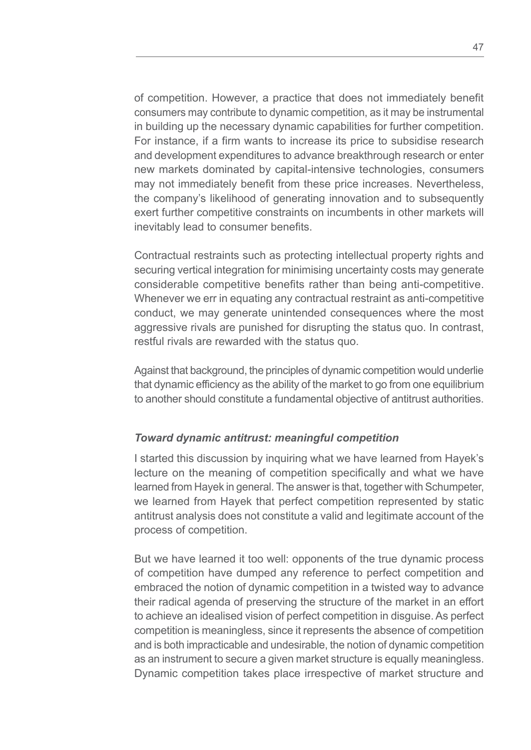of competition. However, a practice that does not immediately benefit consumers may contribute to dynamic competition, as it may be instrumental in building up the necessary dynamic capabilities for further competition. For instance, if a firm wants to increase its price to subsidise research and development expenditures to advance breakthrough research or enter new markets dominated by capital-intensive technologies, consumers may not immediately benefit from these price increases. Nevertheless, the company's likelihood of generating innovation and to subsequently exert further competitive constraints on incumbents in other markets will inevitably lead to consumer benefits.

Contractual restraints such as protecting intellectual property rights and securing vertical integration for minimising uncertainty costs may generate considerable competitive benefits rather than being anti-competitive. Whenever we err in equating any contractual restraint as anti-competitive conduct, we may generate unintended consequences where the most aggressive rivals are punished for disrupting the status quo. In contrast, restful rivals are rewarded with the status quo.

Against that background, the principles of dynamic competition would underlie that dynamic efficiency as the ability of the market to go from one equilibrium to another should constitute a fundamental objective of antitrust authorities.

### *Toward dynamic antitrust: meaningful competition*

I started this discussion by inquiring what we have learned from Hayek's lecture on the meaning of competition specifically and what we have learned from Hayek in general. The answer is that, together with Schumpeter, we learned from Hayek that perfect competition represented by static antitrust analysis does not constitute a valid and legitimate account of the process of competition.

But we have learned it too well: opponents of the true dynamic process of competition have dumped any reference to perfect competition and embraced the notion of dynamic competition in a twisted way to advance their radical agenda of preserving the structure of the market in an effort to achieve an idealised vision of perfect competition in disguise. As perfect competition is meaningless, since it represents the absence of competition and is both impracticable and undesirable, the notion of dynamic competition as an instrument to secure a given market structure is equally meaningless. Dynamic competition takes place irrespective of market structure and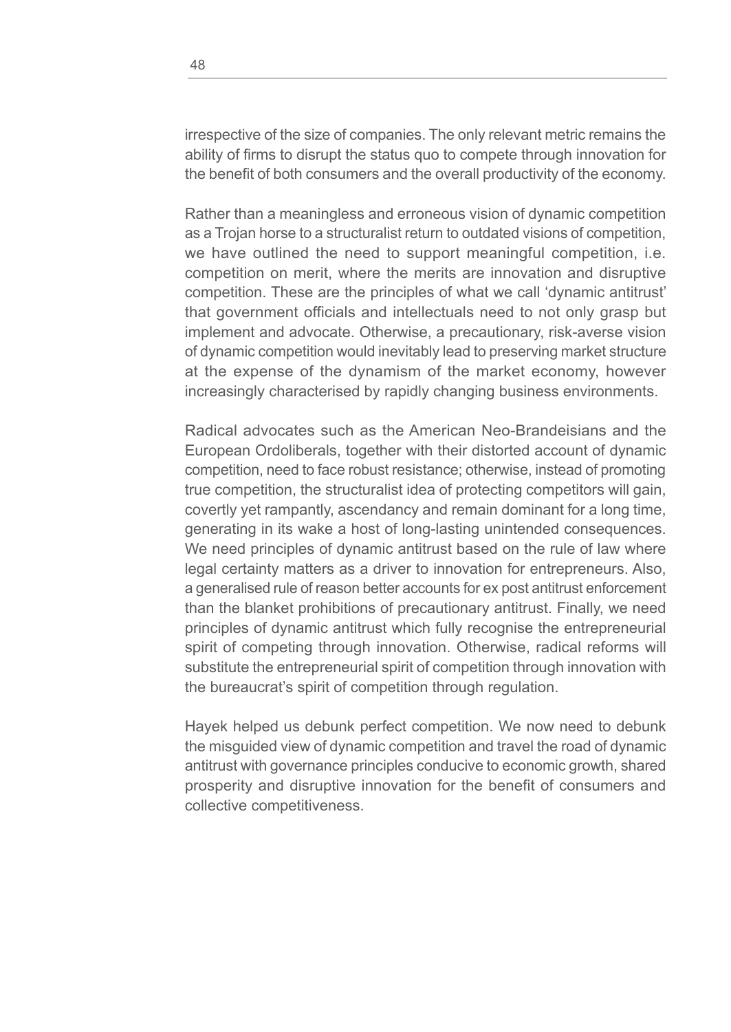irrespective of the size of companies. The only relevant metric remains the ability of firms to disrupt the status quo to compete through innovation for the benefit of both consumers and the overall productivity of the economy.

Rather than a meaningless and erroneous vision of dynamic competition as a Trojan horse to a structuralist return to outdated visions of competition, we have outlined the need to support meaningful competition, i.e. competition on merit, where the merits are innovation and disruptive competition. These are the principles of what we call 'dynamic antitrust' that government officials and intellectuals need to not only grasp but implement and advocate. Otherwise, a precautionary, risk-averse vision of dynamic competition would inevitably lead to preserving market structure at the expense of the dynamism of the market economy, however increasingly characterised by rapidly changing business environments.

Radical advocates such as the American Neo-Brandeisians and the European Ordoliberals, together with their distorted account of dynamic competition, need to face robust resistance; otherwise, instead of promoting true competition, the structuralist idea of protecting competitors will gain, covertly yet rampantly, ascendancy and remain dominant for a long time, generating in its wake a host of long-lasting unintended consequences. We need principles of dynamic antitrust based on the rule of law where legal certainty matters as a driver to innovation for entrepreneurs. Also, a generalised rule of reason better accounts for ex post antitrust enforcement than the blanket prohibitions of precautionary antitrust. Finally, we need principles of dynamic antitrust which fully recognise the entrepreneurial spirit of competing through innovation. Otherwise, radical reforms will substitute the entrepreneurial spirit of competition through innovation with the bureaucrat's spirit of competition through regulation.

Hayek helped us debunk perfect competition. We now need to debunk the misguided view of dynamic competition and travel the road of dynamic antitrust with governance principles conducive to economic growth, shared prosperity and disruptive innovation for the benefit of consumers and collective competitiveness.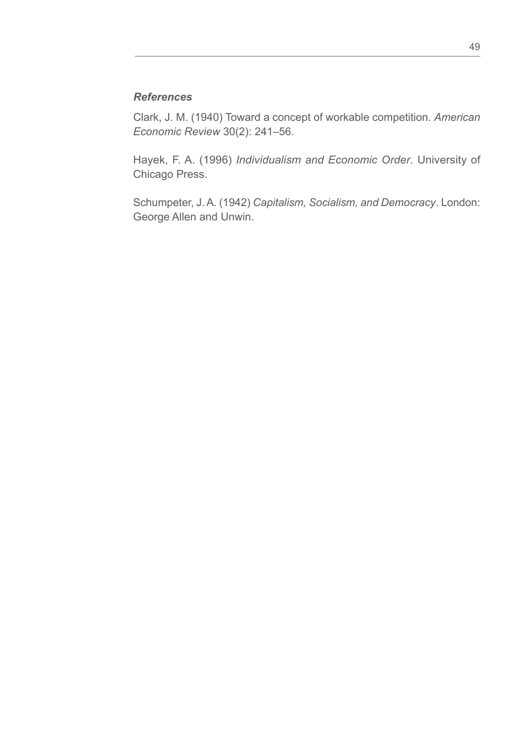### *References*

Clark, J. M. (1940) Toward a concept of workable competition. *American Economic Review* 30(2): 241–56.

Hayek, F. A. (1996) *Individualism and Economic Order*. University of Chicago Press.

Schumpeter, J. A. (1942) *Capitalism, Socialism, and Democracy*. London: George Allen and Unwin.